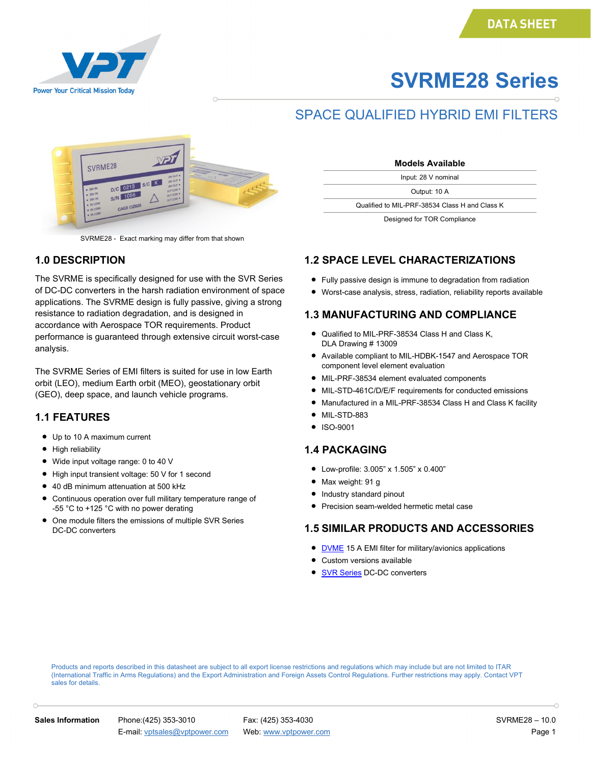DATA SHEET

Power Your Critical Mission Today

# SVRME28 Series

## SPACE QUALIFIED HYBRID EMI FILTERS

SVRME28 - Exact marking may differ from that shown

| Models Available |
|---|
| Input: 28 V nominal |
| Output: 10 A |
| Qualified to MIL-PRF-38534 Class H and Class K |
| Designed for TOR Compliance |

## 1.0 DESCRIPTION

The SVRME is specifically designed for use with the SVR Series of DC-DC converters in the harsh radiation environment of space applications. The SVRME design is fully passive, giving a strong resistance to radiation degradation, and is designed in accordance with Aerospace TOR requirements. Product performance is guaranteed through extensive circuit worst-case analysis.

The SVRME Series of EMI filters is suited for use in low Earth orbit (LEO), medium Earth orbit (MEO), geostationary orbit (GEO), deep space, and launch vehicle programs.

## 1.1 FEATURES

- Up to 10 A maximum current
- High reliability
- Wide input voltage range: 0 to 40 V
- High input transient voltage: 50 V for 1 second
- 40 dB minimum attenuation at 500 kHz
- Continuous operation over full military temperature range of -55 °C to +125 °C with no power derating
- One module filters the emissions of multiple SVR Series DC-DC converters

## 1.2 SPACE LEVEL CHARACTERIZATIONS

- Fully passive design is immune to degradation from radiation
- Worst-case analysis, stress, radiation, reliability reports available

## 1.3 MANUFACTURING AND COMPLIANCE

- Qualified to MIL-PRF-38534 Class H and Class K, DLA Drawing # 13009
- Available compliant to MIL-HDBK-1547 and Aerospace TOR component level element evaluation
- MIL-PRF-38534 element evaluated components
- MIL-STD-461C/D/E/F requirements for conducted emissions
- Manufactured in a MIL-PRF-38534 Class H and Class K facility
- MIL-STD-883
- ISO-9001

## 1.4 PACKAGING

- Low-profile: 3.005" x 1.505" x 0.400"
- Max weight: 91 g
- Industry standard pinout
- Precision seam-welded hermetic metal case

## 1.5 SIMILAR PRODUCTS AND ACCESSORIES

- DVME 15 A EMI filter for military/avionics applications
- Custom versions available
- SVR Series DC-DC converters

Products and reports described in this datasheet are subject to all export license restrictions and regulations which may include but are not limited to ITAR (International Traffic in Arms Regulations) and the Export Administration and Foreign Assets Control Regulations. Further restrictions may apply. Contact VPT sales for details.

**Sales Information** Phone:(425) 353-3010 Fax: (425) 353-4030 E-mail: vptsales@vptpower.com Web: www.vptpower.com

SVRME28 – 10.0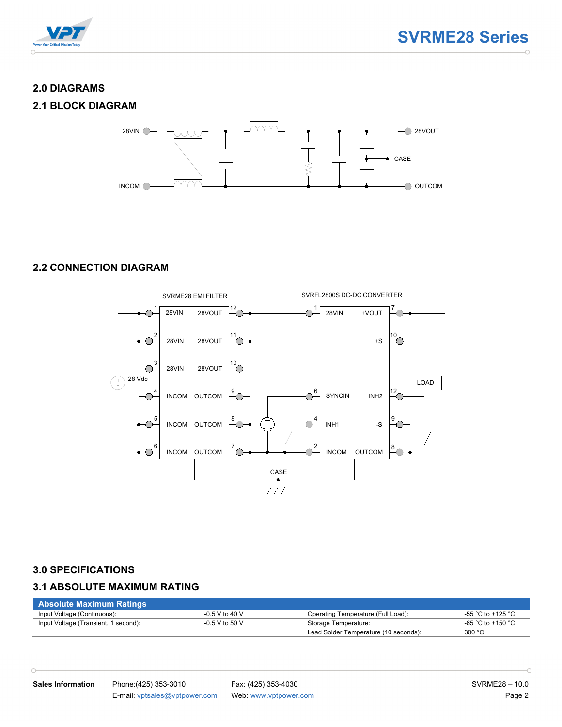## 2.0 DIAGRAMS

### 2.1 BLOCK DIAGRAM

28VIN

INCOM

28VOUT

CASE

OUTCOM

### 2.2 CONNECTION DIAGRAM

SVRME28 EMI FILTER

SVRFL2800S DC-DC CONVERTER

28 Vdc

LOAD

CASE

## 3.0 SPECIFICATIONS

### 3.1 ABSOLUTE MAXIMUM RATING

| Absolute Maximum Ratings | | | |
|---|---|---|---|
| Input Voltage (Continuous): | -0.5 V to 40 V | Operating Temperature (Full Load): | -55 °C to +125 °C |
| Input Voltage (Transient, 1 second): | -0.5 V to 50 V | Storage Temperature: | -65 °C to +150 °C |
| | | Lead Solder Temperature (10 seconds): | 300 °C |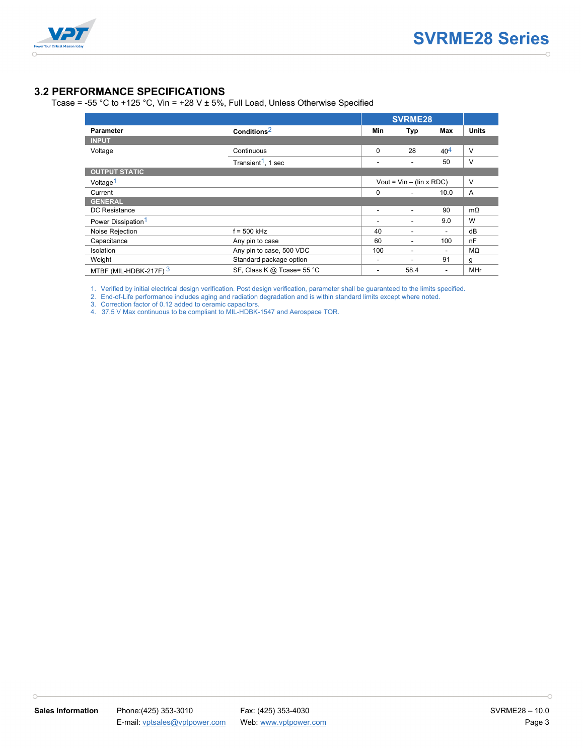## 3.2 PERFORMANCE SPECIFICATIONS

Tcase = -55 °C to +125 °C, Vin = +28 V ± 5%, Full Load, Unless Otherwise Specified

| Parameter | Conditions[2] | SVRME28 Min | SVRME28 Typ | SVRME28 Max | Units |
|---|---|---|---|---|---|
| **INPUT** | | | | | |
| Voltage | Continuous | 0 | 28 | 40[4] | V |
| | Transient[1], 1 sec | - | - | 50 | V |
| **OUTPUT STATIC** | | | | | |
| Voltage[1] | | Vout = Vin – (Iin x RDC) | | | V |
| Current | | 0 | - | 10.0 | A |
| **GENERAL** | | | | | |
| DC Resistance | | - | - | 90 | mΩ |
| Power Dissipation[1] | | - | - | 9.0 | W |
| Noise Rejection | f = 500 kHz | 40 | - | - | dB |
| Capacitance | Any pin to case | 60 | - | 100 | nF |
| Isolation | Any pin to case, 500 VDC | 100 | - | - | MΩ |
| Weight | Standard package option | - | - | 91 | g |
| MTBF (MIL-HDBK-217F) [3] | SF, Class K @ Tcase= 55 °C | - | 58.4 | - | MHr |

1. Verified by initial electrical design verification. Post design verification, parameter shall be guaranteed to the limits specified.
2. End-of-Life performance includes aging and radiation degradation and is within standard limits except where noted.
3. Correction factor of 0.12 added to ceramic capacitors.
4. 37.5 V Max continuous to be compliant to MIL-HDBK-1547 and Aerospace TOR.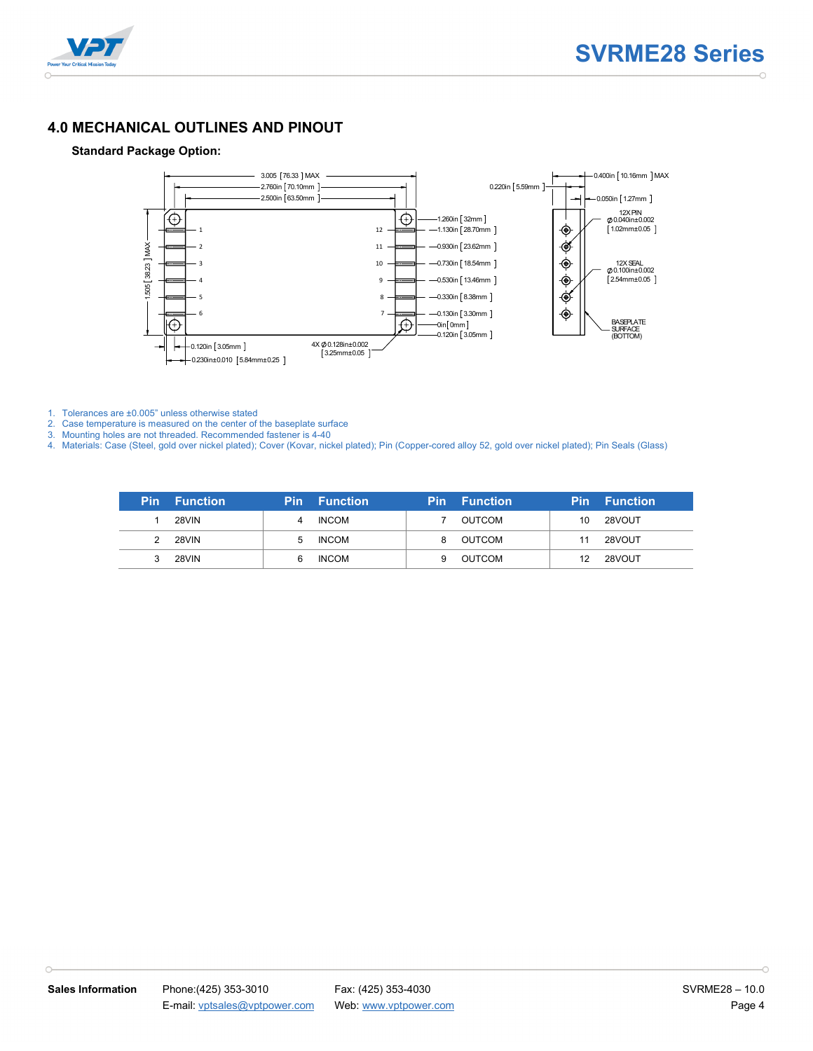## 4.0 MECHANICAL OUTLINES AND PINOUT

**Standard Package Option:**

1. Tolerances are ±0.005" unless otherwise stated
2. Case temperature is measured on the center of the baseplate surface
3. Mounting holes are not threaded. Recommended fastener is 4-40
4. Materials: Case (Steel, gold over nickel plated); Cover (Kovar, nickel plated); Pin (Copper-cored alloy 52, gold over nickel plated); Pin Seals (Glass)

| Pin | Function | Pin | Function | Pin | Function | Pin | Function |
|---|---|---|---|---|---|---|---|
| 1 | 28VIN | 4 | INCOM | 7 | OUTCOM | 10 | 28VOUT |
| 2 | 28VIN | 5 | INCOM | 8 | OUTCOM | 11 | 28VOUT |
| 3 | 28VIN | 6 | INCOM | 9 | OUTCOM | 12 | 28VOUT |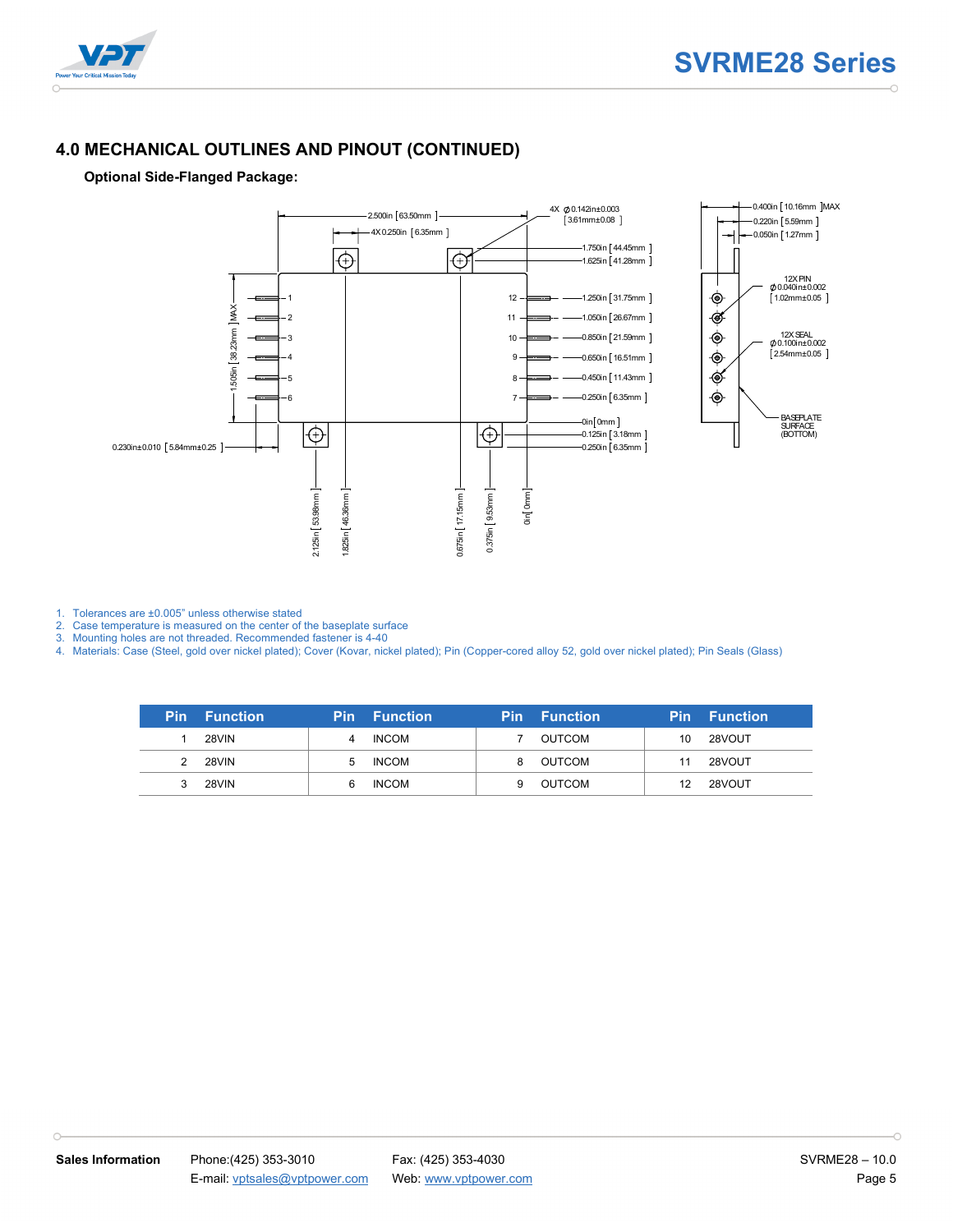## 4.0 MECHANICAL OUTLINES AND PINOUT (CONTINUED)

**Optional Side-Flanged Package:**

1. Tolerances are ±0.005" unless otherwise stated
2. Case temperature is measured on the center of the baseplate surface
3. Mounting holes are not threaded. Recommended fastener is 4-40
4. Materials: Case (Steel, gold over nickel plated); Cover (Kovar, nickel plated); Pin (Copper-cored alloy 52, gold over nickel plated); Pin Seals (Glass)

| Pin | Function | Pin | Function | Pin | Function | Pin | Function |
|---|---|---|---|---|---|---|---|
| 1 | 28VIN | 4 | INCOM | 7 | OUTCOM | 10 | 28VOUT |
| 2 | 28VIN | 5 | INCOM | 8 | OUTCOM | 11 | 28VOUT |
| 3 | 28VIN | 6 | INCOM | 9 | OUTCOM | 12 | 28VOUT |

**Sales Information** Phone:(425) 353-3010 Fax: (425) 353-4030
E-mail: vptsales@vptpower.com Web: www.vptpower.com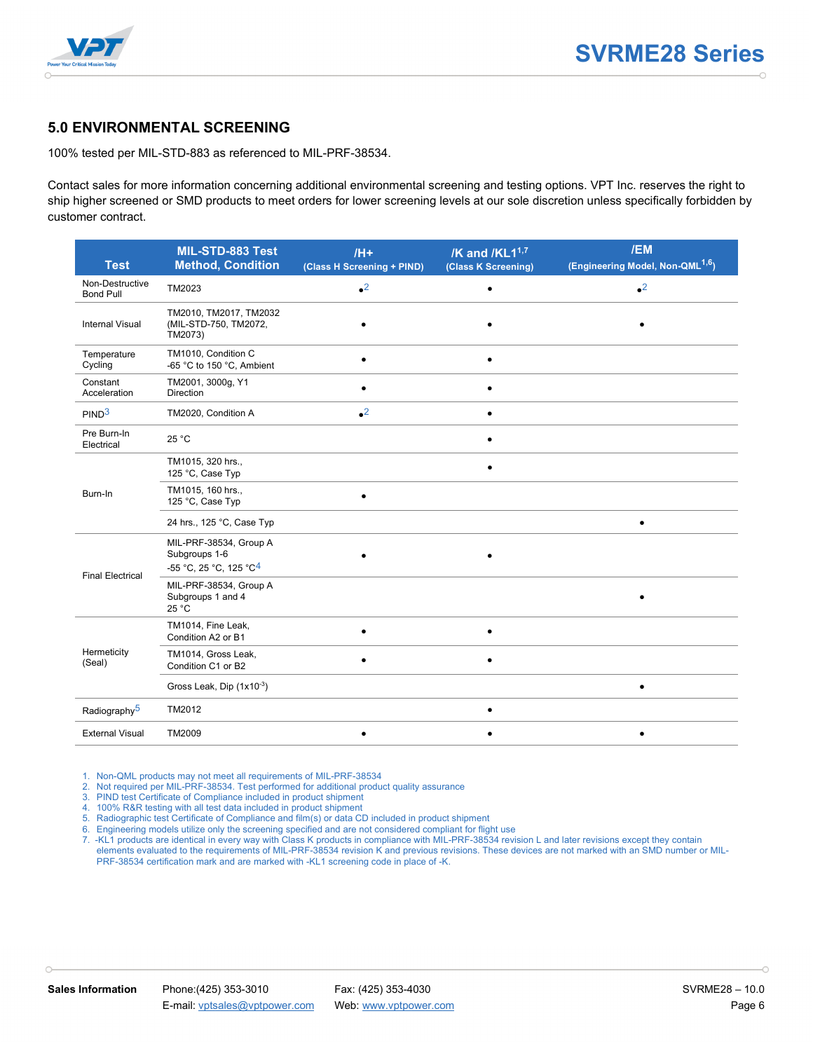## 5.0 ENVIRONMENTAL SCREENING

100% tested per MIL-STD-883 as referenced to MIL-PRF-38534.

Contact sales for more information concerning additional environmental screening and testing options. VPT Inc. reserves the right to ship higher screened or SMD products to meet orders for lower screening levels at our sole discretion unless specifically forbidden by customer contract.

| Test | MIL-STD-883 Test Method, Condition | /H+ (Class H Screening + PIND) | /K and /KL1[1,7] (Class K Screening) | /EM (Engineering Model, Non-QML[1,6]) |
|---|---|---|---|---|
| Non-Destructive Bond Pull | TM2023 | •[2] | • | •[2] |
| Internal Visual | TM2010, TM2017, TM2032 (MIL-STD-750, TM2072, TM2073) | • | • | • |
| Temperature Cycling | TM1010, Condition C -65 °C to 150 °C, Ambient | • | • | |
| Constant Acceleration | TM2001, 3000g, Y1 Direction | • | • | |
| PIND[3] | TM2020, Condition A | •[2] | • | |
| Pre Burn-In Electrical | 25 °C | | • | |
| Burn-In | TM1015, 320 hrs., 125 °C, Case Typ | | • | |
| | TM1015, 160 hrs., 125 °C, Case Typ | • | | |
| | 24 hrs., 125 °C, Case Typ | | | • |
| Final Electrical | MIL-PRF-38534, Group A Subgroups 1-6 -55 °C, 25 °C, 125 °C[4] | • | • | |
| | MIL-PRF-38534, Group A Subgroups 1 and 4 25 °C | | | • |
| Hermeticity (Seal) | TM1014, Fine Leak, Condition A2 or B1 | • | • | |
| | TM1014, Gross Leak, Condition C1 or B2 | • | • | |
| | Gross Leak, Dip ($1x10^{-3}$) | | | • |
| Radiography[5] | TM2012 | | • | |
| External Visual | TM2009 | • | • | • |

1. Non-QML products may not meet all requirements of MIL-PRF-38534
2. Not required per MIL-PRF-38534. Test performed for additional product quality assurance
3. PIND test Certificate of Compliance included in product shipment
4. 100% R&R testing with all test data included in product shipment
5. Radiographic test Certificate of Compliance and film(s) or data CD included in product shipment
6. Engineering models utilize only the screening specified and are not considered compliant for flight use
7. -KL1 products are identical in every way with Class K products in compliance with MIL-PRF-38534 revision L and later revisions except they contain elements evaluated to the requirements of MIL-PRF-38534 revision K and previous revisions. These devices are not marked with an SMD number or MIL-PRF-38534 certification mark and are marked with -KL1 screening code in place of -K.

**Sales Information** Phone:(425) 353-3010 Fax: (425) 353-4030
E-mail: vptsales@vptpower.com Web: www.vptpower.com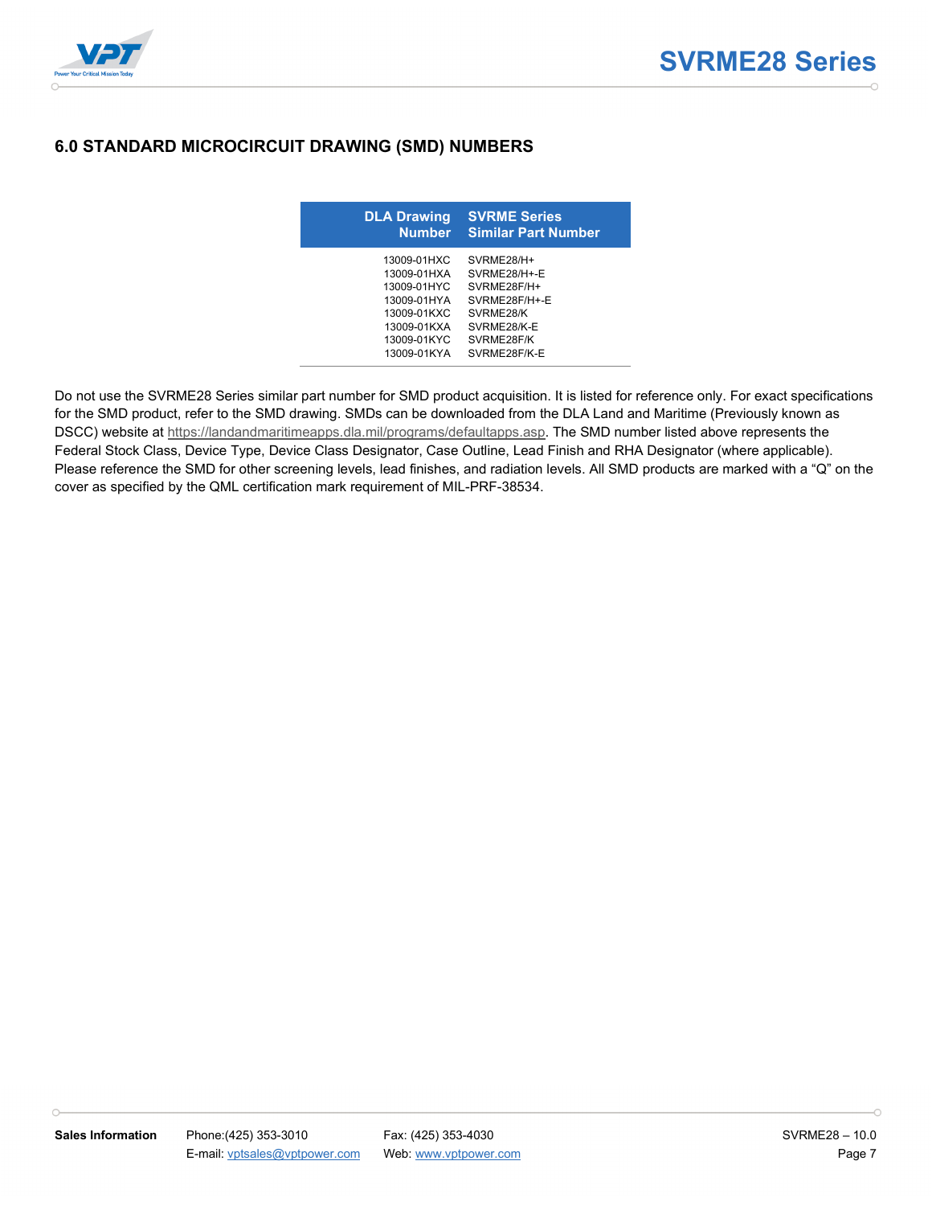## 6.0 STANDARD MICROCIRCUIT DRAWING (SMD) NUMBERS

| DLA Drawing Number | SVRME Series Similar Part Number |
|---|---|
| 13009-01HXC | SVRME28/H+ |
| 13009-01HXA | SVRME28/H+-E |
| 13009-01HYC | SVRME28F/H+ |
| 13009-01HYA | SVRME28F/H+-E |
| 13009-01KXC | SVRME28/K |
| 13009-01KXA | SVRME28/K-E |
| 13009-01KYC | SVRME28F/K |
| 13009-01KYA | SVRME28F/K-E |

Do not use the SVRME28 Series similar part number for SMD product acquisition. It is listed for reference only. For exact specifications for the SMD product, refer to the SMD drawing. SMDs can be downloaded from the DLA Land and Maritime (Previously known as DSCC) website at https://landandmaritimeapps.dla.mil/programs/defaultapps.asp. The SMD number listed above represents the Federal Stock Class, Device Type, Device Class Designator, Case Outline, Lead Finish and RHA Designator (where applicable). Please reference the SMD for other screening levels, lead finishes, and radiation levels. All SMD products are marked with a “Q” on the cover as specified by the QML certification mark requirement of MIL-PRF-38534.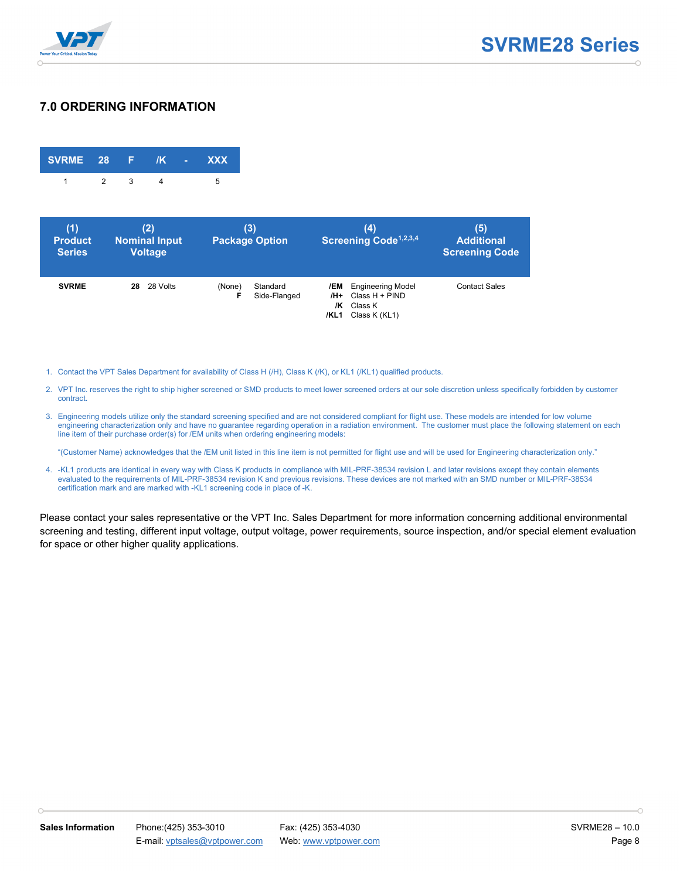## 7.0 ORDERING INFORMATION

| SVRME | 28 | F | /K | - | XXX |
|---|---|---|---|---|---|
| 1 | 2 | 3 | 4 | | 5 |

| (1) Product Series | (2) Nominal Input Voltage | (3) Package Option | (4) Screening Code[1,2,3,4] | (5) Additional Screening Code |
|---|---|---|---|---|
| **SVRME** | **28** 28 Volts | (None) Standard<br>**F** Side-Flanged | **/EM** Engineering Model<br>**/H+** Class H + PIND<br>**/K** Class K<br>**/KL1** Class K (KL1) | Contact Sales |

1. Contact the VPT Sales Department for availability of Class H (/H), Class K (/K), or KL1 (/KL1) qualified products.
2. VPT Inc. reserves the right to ship higher screened or SMD products to meet lower screened orders at our sole discretion unless specifically forbidden by customer contract.
3. Engineering models utilize only the standard screening specified and are not considered compliant for flight use. These models are intended for low volume engineering characterization only and have no guarantee regarding operation in a radiation environment. The customer must place the following statement on each line item of their purchase order(s) for /EM units when ordering engineering models:

   "(Customer Name) acknowledges that the /EM unit listed in this line item is not permitted for flight use and will be used for Engineering characterization only."
4. -KL1 products are identical in every way with Class K products in compliance with MIL-PRF-38534 revision L and later revisions except they contain elements evaluated to the requirements of MIL-PRF-38534 revision K and previous revisions. These devices are not marked with an SMD number or MIL-PRF-38534 certification mark and are marked with -KL1 screening code in place of -K.

Please contact your sales representative or the VPT Inc. Sales Department for more information concerning additional environmental screening and testing, different input voltage, output voltage, power requirements, source inspection, and/or special element evaluation for space or other higher quality applications.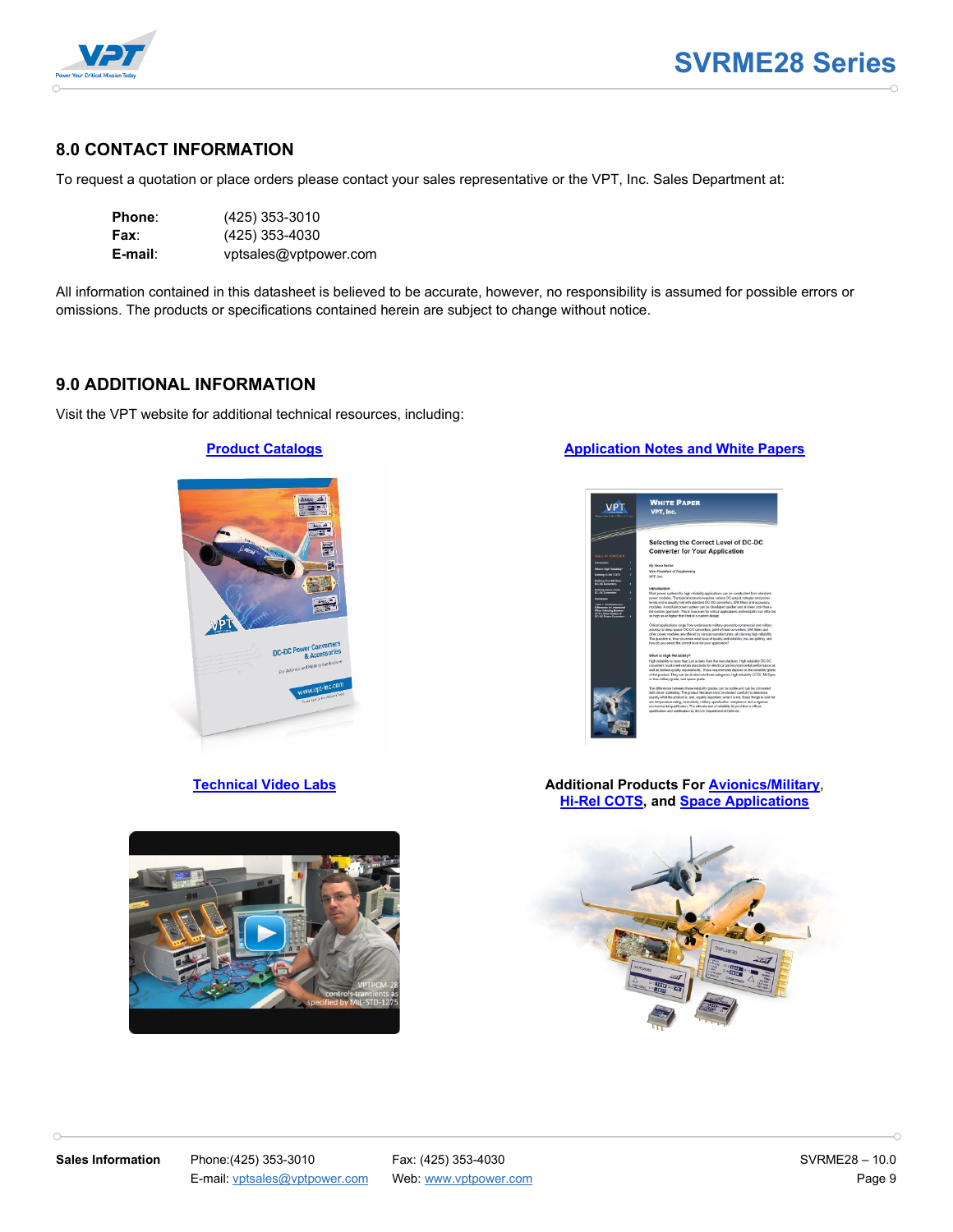## 8.0 CONTACT INFORMATION

To request a quotation or place orders please contact your sales representative or the VPT, Inc. Sales Department at:

**Phone**: (425) 353-3010
**Fax**: (425) 353-4030
**E-mail**: vptsales@vptpower.com

All information contained in this datasheet is believed to be accurate, however, no responsibility is assumed for possible errors or omissions. The products or specifications contained herein are subject to change without notice.

## 9.0 ADDITIONAL INFORMATION

Visit the VPT website for additional technical resources, including:

Product Catalogs

Application Notes and White Papers

Technical Video Labs

**Additional Products For Avionics/Military, Hi-Rel COTS, and Space Applications**